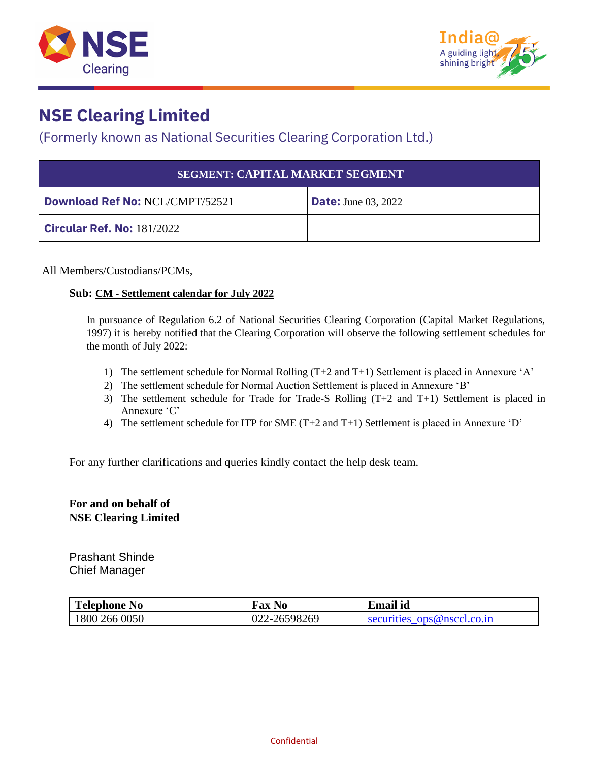# NSE Clearing Limited

(Formerly known as National Securities Clearing Corporation Ltd.)

| SEGMENT: CAPITAL MARKET SEGMENT | |
|---|---|
| **Download Ref No:** NCL/CMPT/52521 | **Date:** June 03, 2022 |
| **Circular Ref. No:** 181/2022 | |

All Members/Custodians/PCMs,

**Sub: CM - Settlement calendar for July 2022**

In pursuance of Regulation 6.2 of National Securities Clearing Corporation (Capital Market Regulations, 1997) it is hereby notified that the Clearing Corporation will observe the following settlement schedules for the month of July 2022:

1) The settlement schedule for Normal Rolling (T+2 and T+1) Settlement is placed in Annexure 'A'
2) The settlement schedule for Normal Auction Settlement is placed in Annexure 'B'
3) The settlement schedule for Trade for Trade-S Rolling (T+2 and T+1) Settlement is placed in Annexure 'C'
4) The settlement schedule for ITP for SME (T+2 and T+1) Settlement is placed in Annexure 'D'

For any further clarifications and queries kindly contact the help desk team.

**For and on behalf of**
**NSE Clearing Limited**

Prashant Shinde
Chief Manager

| Telephone No | Fax No | Email id |
|---|---|---|
| 1800 266 0050 | 022-26598269 | securities_ops@nsccl.co.in |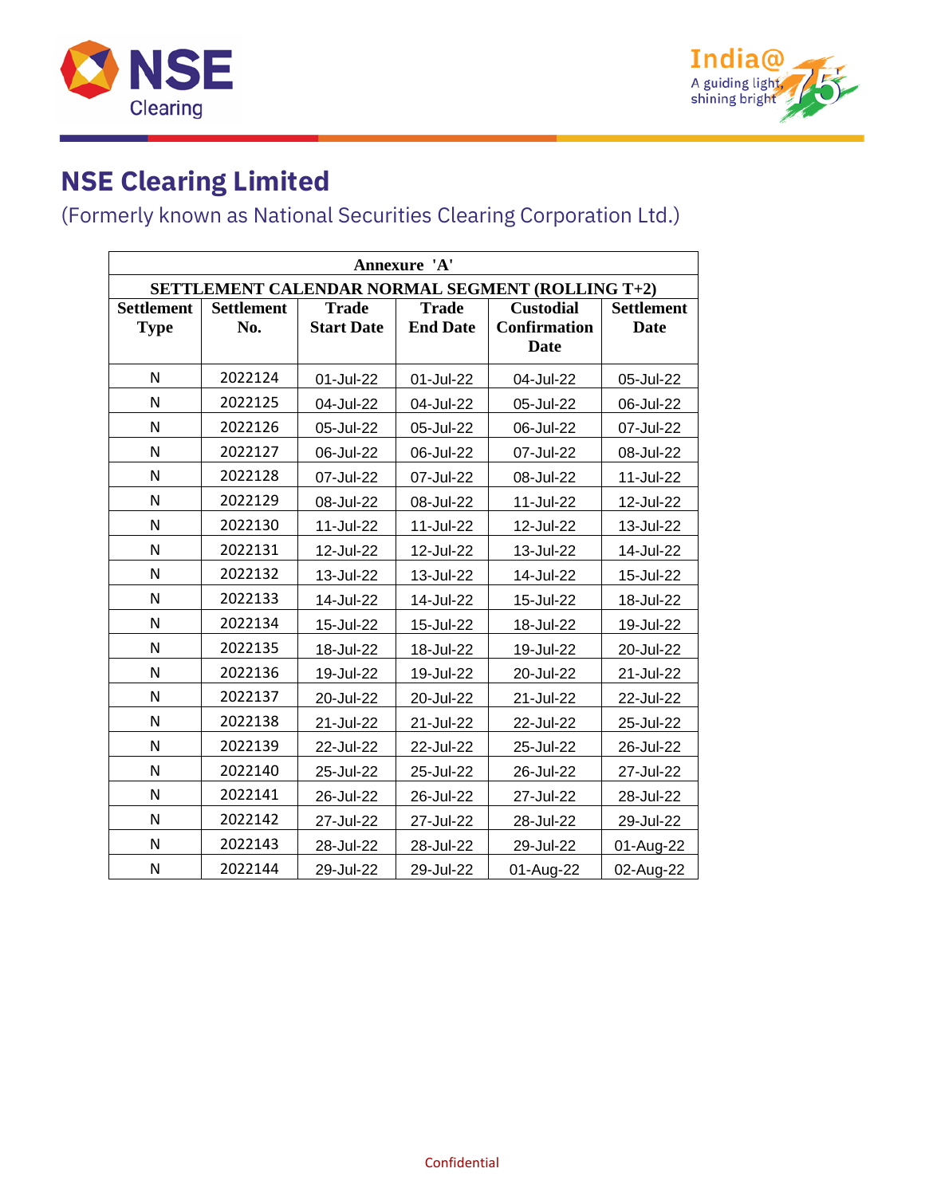# NSE Clearing Limited

(Formerly known as National Securities Clearing Corporation Ltd.)

| Annexure 'A' | | | | | |
|---|---|---|---|---|---|
| **SETTLEMENT CALENDAR NORMAL SEGMENT (ROLLING T+2)** | | | | | |
| **Settlement Type** | **Settlement No.** | **Trade Start Date** | **Trade End Date** | **Custodial Confirmation Date** | **Settlement Date** |
| N | 2022124 | 01-Jul-22 | 01-Jul-22 | 04-Jul-22 | 05-Jul-22 |
| N | 2022125 | 04-Jul-22 | 04-Jul-22 | 05-Jul-22 | 06-Jul-22 |
| N | 2022126 | 05-Jul-22 | 05-Jul-22 | 06-Jul-22 | 07-Jul-22 |
| N | 2022127 | 06-Jul-22 | 06-Jul-22 | 07-Jul-22 | 08-Jul-22 |
| N | 2022128 | 07-Jul-22 | 07-Jul-22 | 08-Jul-22 | 11-Jul-22 |
| N | 2022129 | 08-Jul-22 | 08-Jul-22 | 11-Jul-22 | 12-Jul-22 |
| N | 2022130 | 11-Jul-22 | 11-Jul-22 | 12-Jul-22 | 13-Jul-22 |
| N | 2022131 | 12-Jul-22 | 12-Jul-22 | 13-Jul-22 | 14-Jul-22 |
| N | 2022132 | 13-Jul-22 | 13-Jul-22 | 14-Jul-22 | 15-Jul-22 |
| N | 2022133 | 14-Jul-22 | 14-Jul-22 | 15-Jul-22 | 18-Jul-22 |
| N | 2022134 | 15-Jul-22 | 15-Jul-22 | 18-Jul-22 | 19-Jul-22 |
| N | 2022135 | 18-Jul-22 | 18-Jul-22 | 19-Jul-22 | 20-Jul-22 |
| N | 2022136 | 19-Jul-22 | 19-Jul-22 | 20-Jul-22 | 21-Jul-22 |
| N | 2022137 | 20-Jul-22 | 20-Jul-22 | 21-Jul-22 | 22-Jul-22 |
| N | 2022138 | 21-Jul-22 | 21-Jul-22 | 22-Jul-22 | 25-Jul-22 |
| N | 2022139 | 22-Jul-22 | 22-Jul-22 | 25-Jul-22 | 26-Jul-22 |
| N | 2022140 | 25-Jul-22 | 25-Jul-22 | 26-Jul-22 | 27-Jul-22 |
| N | 2022141 | 26-Jul-22 | 26-Jul-22 | 27-Jul-22 | 28-Jul-22 |
| N | 2022142 | 27-Jul-22 | 27-Jul-22 | 28-Jul-22 | 29-Jul-22 |
| N | 2022143 | 28-Jul-22 | 28-Jul-22 | 29-Jul-22 | 01-Aug-22 |
| N | 2022144 | 29-Jul-22 | 29-Jul-22 | 01-Aug-22 | 02-Aug-22 |

Confidential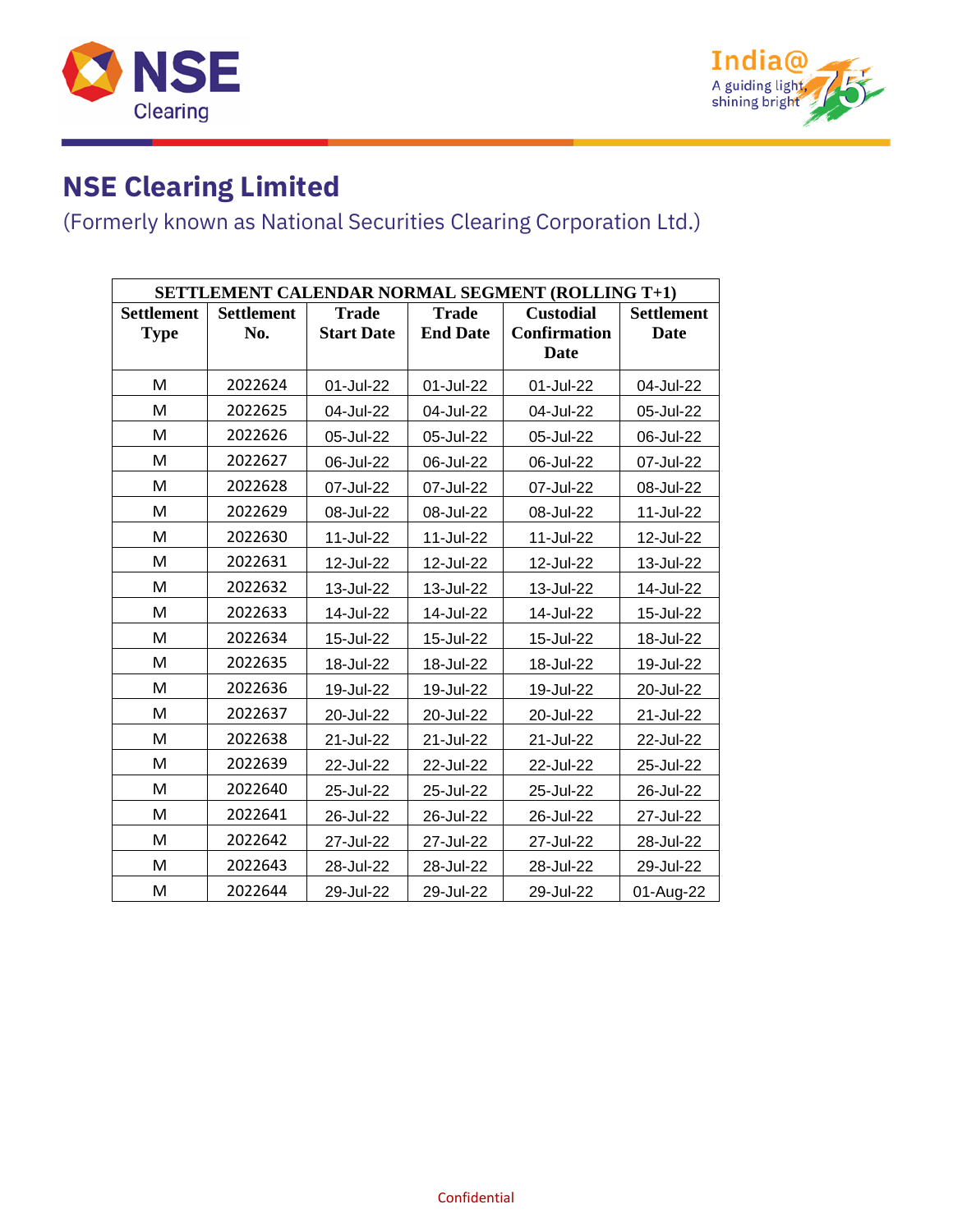# NSE Clearing Limited

(Formerly known as National Securities Clearing Corporation Ltd.)

| SETTLEMENT CALENDAR NORMAL SEGMENT (ROLLING T+1) | | | | | |
|---|---|---|---|---|---|
| **Settlement Type** | **Settlement No.** | **Trade Start Date** | **Trade End Date** | **Custodial Confirmation Date** | **Settlement Date** |
| M | 2022624 | 01-Jul-22 | 01-Jul-22 | 01-Jul-22 | 04-Jul-22 |
| M | 2022625 | 04-Jul-22 | 04-Jul-22 | 04-Jul-22 | 05-Jul-22 |
| M | 2022626 | 05-Jul-22 | 05-Jul-22 | 05-Jul-22 | 06-Jul-22 |
| M | 2022627 | 06-Jul-22 | 06-Jul-22 | 06-Jul-22 | 07-Jul-22 |
| M | 2022628 | 07-Jul-22 | 07-Jul-22 | 07-Jul-22 | 08-Jul-22 |
| M | 2022629 | 08-Jul-22 | 08-Jul-22 | 08-Jul-22 | 11-Jul-22 |
| M | 2022630 | 11-Jul-22 | 11-Jul-22 | 11-Jul-22 | 12-Jul-22 |
| M | 2022631 | 12-Jul-22 | 12-Jul-22 | 12-Jul-22 | 13-Jul-22 |
| M | 2022632 | 13-Jul-22 | 13-Jul-22 | 13-Jul-22 | 14-Jul-22 |
| M | 2022633 | 14-Jul-22 | 14-Jul-22 | 14-Jul-22 | 15-Jul-22 |
| M | 2022634 | 15-Jul-22 | 15-Jul-22 | 15-Jul-22 | 18-Jul-22 |
| M | 2022635 | 18-Jul-22 | 18-Jul-22 | 18-Jul-22 | 19-Jul-22 |
| M | 2022636 | 19-Jul-22 | 19-Jul-22 | 19-Jul-22 | 20-Jul-22 |
| M | 2022637 | 20-Jul-22 | 20-Jul-22 | 20-Jul-22 | 21-Jul-22 |
| M | 2022638 | 21-Jul-22 | 21-Jul-22 | 21-Jul-22 | 22-Jul-22 |
| M | 2022639 | 22-Jul-22 | 22-Jul-22 | 22-Jul-22 | 25-Jul-22 |
| M | 2022640 | 25-Jul-22 | 25-Jul-22 | 25-Jul-22 | 26-Jul-22 |
| M | 2022641 | 26-Jul-22 | 26-Jul-22 | 26-Jul-22 | 27-Jul-22 |
| M | 2022642 | 27-Jul-22 | 27-Jul-22 | 27-Jul-22 | 28-Jul-22 |
| M | 2022643 | 28-Jul-22 | 28-Jul-22 | 28-Jul-22 | 29-Jul-22 |
| M | 2022644 | 29-Jul-22 | 29-Jul-22 | 29-Jul-22 | 01-Aug-22 |

Confidential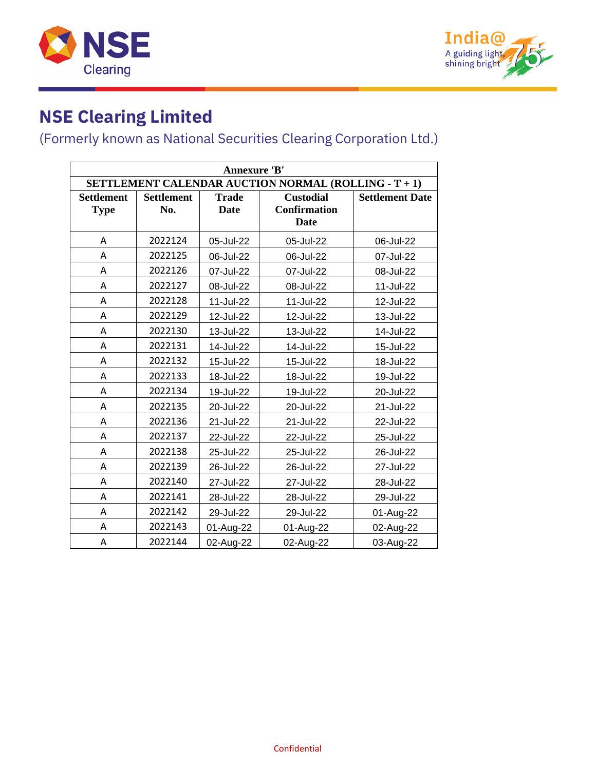# NSE Clearing Limited

(Formerly known as National Securities Clearing Corporation Ltd.)

| Annexure 'B' | | | | |
|---|---|---|---|---|
| SETTLEMENT CALENDAR AUCTION NORMAL (ROLLING - T + 1) | | | | |
| Settlement Type | Settlement No. | Trade Date | Custodial Confirmation Date | Settlement Date |
| A | 2022124 | 05-Jul-22 | 05-Jul-22 | 06-Jul-22 |
| A | 2022125 | 06-Jul-22 | 06-Jul-22 | 07-Jul-22 |
| A | 2022126 | 07-Jul-22 | 07-Jul-22 | 08-Jul-22 |
| A | 2022127 | 08-Jul-22 | 08-Jul-22 | 11-Jul-22 |
| A | 2022128 | 11-Jul-22 | 11-Jul-22 | 12-Jul-22 |
| A | 2022129 | 12-Jul-22 | 12-Jul-22 | 13-Jul-22 |
| A | 2022130 | 13-Jul-22 | 13-Jul-22 | 14-Jul-22 |
| A | 2022131 | 14-Jul-22 | 14-Jul-22 | 15-Jul-22 |
| A | 2022132 | 15-Jul-22 | 15-Jul-22 | 18-Jul-22 |
| A | 2022133 | 18-Jul-22 | 18-Jul-22 | 19-Jul-22 |
| A | 2022134 | 19-Jul-22 | 19-Jul-22 | 20-Jul-22 |
| A | 2022135 | 20-Jul-22 | 20-Jul-22 | 21-Jul-22 |
| A | 2022136 | 21-Jul-22 | 21-Jul-22 | 22-Jul-22 |
| A | 2022137 | 22-Jul-22 | 22-Jul-22 | 25-Jul-22 |
| A | 2022138 | 25-Jul-22 | 25-Jul-22 | 26-Jul-22 |
| A | 2022139 | 26-Jul-22 | 26-Jul-22 | 27-Jul-22 |
| A | 2022140 | 27-Jul-22 | 27-Jul-22 | 28-Jul-22 |
| A | 2022141 | 28-Jul-22 | 28-Jul-22 | 29-Jul-22 |
| A | 2022142 | 29-Jul-22 | 29-Jul-22 | 01-Aug-22 |
| A | 2022143 | 01-Aug-22 | 01-Aug-22 | 02-Aug-22 |
| A | 2022144 | 02-Aug-22 | 02-Aug-22 | 03-Aug-22 |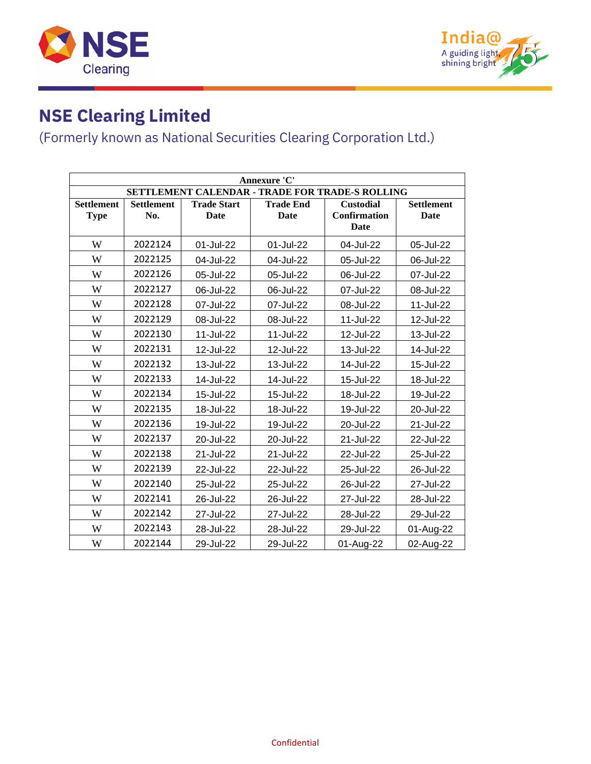# NSE Clearing Limited

(Formerly known as National Securities Clearing Corporation Ltd.)

| Annexure 'C' | | | | | |
|---|---|---|---|---|---|
| SETTLEMENT CALENDAR - TRADE FOR TRADE-S ROLLING | | | | | |
| Settlement Type | Settlement No. | Trade Start Date | Trade End Date | Custodial Confirmation Date | Settlement Date |
| W | 2022124 | 01-Jul-22 | 01-Jul-22 | 04-Jul-22 | 05-Jul-22 |
| W | 2022125 | 04-Jul-22 | 04-Jul-22 | 05-Jul-22 | 06-Jul-22 |
| W | 2022126 | 05-Jul-22 | 05-Jul-22 | 06-Jul-22 | 07-Jul-22 |
| W | 2022127 | 06-Jul-22 | 06-Jul-22 | 07-Jul-22 | 08-Jul-22 |
| W | 2022128 | 07-Jul-22 | 07-Jul-22 | 08-Jul-22 | 11-Jul-22 |
| W | 2022129 | 08-Jul-22 | 08-Jul-22 | 11-Jul-22 | 12-Jul-22 |
| W | 2022130 | 11-Jul-22 | 11-Jul-22 | 12-Jul-22 | 13-Jul-22 |
| W | 2022131 | 12-Jul-22 | 12-Jul-22 | 13-Jul-22 | 14-Jul-22 |
| W | 2022132 | 13-Jul-22 | 13-Jul-22 | 14-Jul-22 | 15-Jul-22 |
| W | 2022133 | 14-Jul-22 | 14-Jul-22 | 15-Jul-22 | 18-Jul-22 |
| W | 2022134 | 15-Jul-22 | 15-Jul-22 | 18-Jul-22 | 19-Jul-22 |
| W | 2022135 | 18-Jul-22 | 18-Jul-22 | 19-Jul-22 | 20-Jul-22 |
| W | 2022136 | 19-Jul-22 | 19-Jul-22 | 20-Jul-22 | 21-Jul-22 |
| W | 2022137 | 20-Jul-22 | 20-Jul-22 | 21-Jul-22 | 22-Jul-22 |
| W | 2022138 | 21-Jul-22 | 21-Jul-22 | 22-Jul-22 | 25-Jul-22 |
| W | 2022139 | 22-Jul-22 | 22-Jul-22 | 25-Jul-22 | 26-Jul-22 |
| W | 2022140 | 25-Jul-22 | 25-Jul-22 | 26-Jul-22 | 27-Jul-22 |
| W | 2022141 | 26-Jul-22 | 26-Jul-22 | 27-Jul-22 | 28-Jul-22 |
| W | 2022142 | 27-Jul-22 | 27-Jul-22 | 28-Jul-22 | 29-Jul-22 |
| W | 2022143 | 28-Jul-22 | 28-Jul-22 | 29-Jul-22 | 01-Aug-22 |
| W | 2022144 | 29-Jul-22 | 29-Jul-22 | 01-Aug-22 | 02-Aug-22 |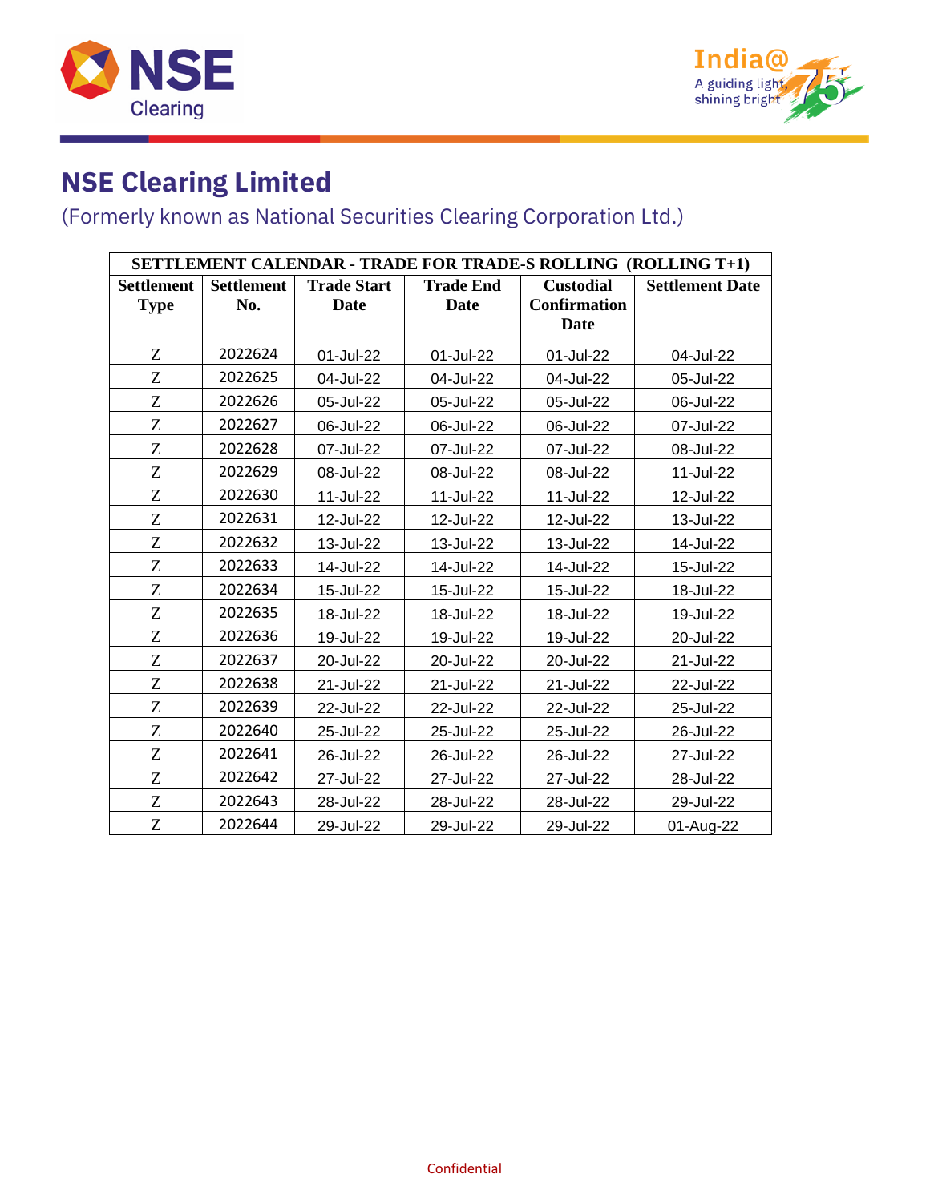# NSE Clearing Limited

(Formerly known as National Securities Clearing Corporation Ltd.)

| SETTLEMENT CALENDAR - TRADE FOR TRADE-S ROLLING (ROLLING T+1) | | | | | |
|---|---|---|---|---|---|
| **Settlement Type** | **Settlement No.** | **Trade Start Date** | **Trade End Date** | **Custodial Confirmation Date** | **Settlement Date** |
| Z | 2022624 | 01-Jul-22 | 01-Jul-22 | 01-Jul-22 | 04-Jul-22 |
| Z | 2022625 | 04-Jul-22 | 04-Jul-22 | 04-Jul-22 | 05-Jul-22 |
| Z | 2022626 | 05-Jul-22 | 05-Jul-22 | 05-Jul-22 | 06-Jul-22 |
| Z | 2022627 | 06-Jul-22 | 06-Jul-22 | 06-Jul-22 | 07-Jul-22 |
| Z | 2022628 | 07-Jul-22 | 07-Jul-22 | 07-Jul-22 | 08-Jul-22 |
| Z | 2022629 | 08-Jul-22 | 08-Jul-22 | 08-Jul-22 | 11-Jul-22 |
| Z | 2022630 | 11-Jul-22 | 11-Jul-22 | 11-Jul-22 | 12-Jul-22 |
| Z | 2022631 | 12-Jul-22 | 12-Jul-22 | 12-Jul-22 | 13-Jul-22 |
| Z | 2022632 | 13-Jul-22 | 13-Jul-22 | 13-Jul-22 | 14-Jul-22 |
| Z | 2022633 | 14-Jul-22 | 14-Jul-22 | 14-Jul-22 | 15-Jul-22 |
| Z | 2022634 | 15-Jul-22 | 15-Jul-22 | 15-Jul-22 | 18-Jul-22 |
| Z | 2022635 | 18-Jul-22 | 18-Jul-22 | 18-Jul-22 | 19-Jul-22 |
| Z | 2022636 | 19-Jul-22 | 19-Jul-22 | 19-Jul-22 | 20-Jul-22 |
| Z | 2022637 | 20-Jul-22 | 20-Jul-22 | 20-Jul-22 | 21-Jul-22 |
| Z | 2022638 | 21-Jul-22 | 21-Jul-22 | 21-Jul-22 | 22-Jul-22 |
| Z | 2022639 | 22-Jul-22 | 22-Jul-22 | 22-Jul-22 | 25-Jul-22 |
| Z | 2022640 | 25-Jul-22 | 25-Jul-22 | 25-Jul-22 | 26-Jul-22 |
| Z | 2022641 | 26-Jul-22 | 26-Jul-22 | 26-Jul-22 | 27-Jul-22 |
| Z | 2022642 | 27-Jul-22 | 27-Jul-22 | 27-Jul-22 | 28-Jul-22 |
| Z | 2022643 | 28-Jul-22 | 28-Jul-22 | 28-Jul-22 | 29-Jul-22 |
| Z | 2022644 | 29-Jul-22 | 29-Jul-22 | 29-Jul-22 | 01-Aug-22 |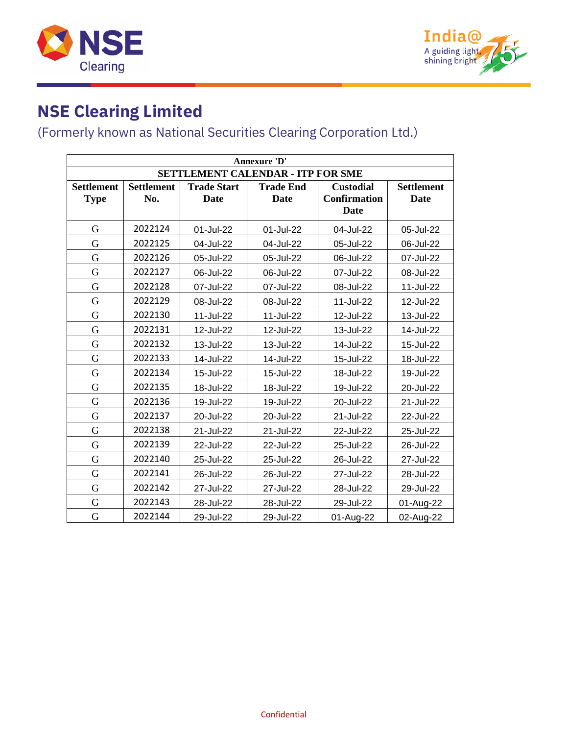# NSE Clearing Limited

(Formerly known as National Securities Clearing Corporation Ltd.)

| Annexure 'D' | | | | | |
|---|---|---|---|---|---|
| **SETTLEMENT CALENDAR - ITP FOR SME** | | | | | |
| **Settlement Type** | **Settlement No.** | **Trade Start Date** | **Trade End Date** | **Custodial Confirmation Date** | **Settlement Date** |
| G | 2022124 | 01-Jul-22 | 01-Jul-22 | 04-Jul-22 | 05-Jul-22 |
| G | 2022125 | 04-Jul-22 | 04-Jul-22 | 05-Jul-22 | 06-Jul-22 |
| G | 2022126 | 05-Jul-22 | 05-Jul-22 | 06-Jul-22 | 07-Jul-22 |
| G | 2022127 | 06-Jul-22 | 06-Jul-22 | 07-Jul-22 | 08-Jul-22 |
| G | 2022128 | 07-Jul-22 | 07-Jul-22 | 08-Jul-22 | 11-Jul-22 |
| G | 2022129 | 08-Jul-22 | 08-Jul-22 | 11-Jul-22 | 12-Jul-22 |
| G | 2022130 | 11-Jul-22 | 11-Jul-22 | 12-Jul-22 | 13-Jul-22 |
| G | 2022131 | 12-Jul-22 | 12-Jul-22 | 13-Jul-22 | 14-Jul-22 |
| G | 2022132 | 13-Jul-22 | 13-Jul-22 | 14-Jul-22 | 15-Jul-22 |
| G | 2022133 | 14-Jul-22 | 14-Jul-22 | 15-Jul-22 | 18-Jul-22 |
| G | 2022134 | 15-Jul-22 | 15-Jul-22 | 18-Jul-22 | 19-Jul-22 |
| G | 2022135 | 18-Jul-22 | 18-Jul-22 | 19-Jul-22 | 20-Jul-22 |
| G | 2022136 | 19-Jul-22 | 19-Jul-22 | 20-Jul-22 | 21-Jul-22 |
| G | 2022137 | 20-Jul-22 | 20-Jul-22 | 21-Jul-22 | 22-Jul-22 |
| G | 2022138 | 21-Jul-22 | 21-Jul-22 | 22-Jul-22 | 25-Jul-22 |
| G | 2022139 | 22-Jul-22 | 22-Jul-22 | 25-Jul-22 | 26-Jul-22 |
| G | 2022140 | 25-Jul-22 | 25-Jul-22 | 26-Jul-22 | 27-Jul-22 |
| G | 2022141 | 26-Jul-22 | 26-Jul-22 | 27-Jul-22 | 28-Jul-22 |
| G | 2022142 | 27-Jul-22 | 27-Jul-22 | 28-Jul-22 | 29-Jul-22 |
| G | 2022143 | 28-Jul-22 | 28-Jul-22 | 29-Jul-22 | 01-Aug-22 |
| G | 2022144 | 29-Jul-22 | 29-Jul-22 | 01-Aug-22 | 02-Aug-22 |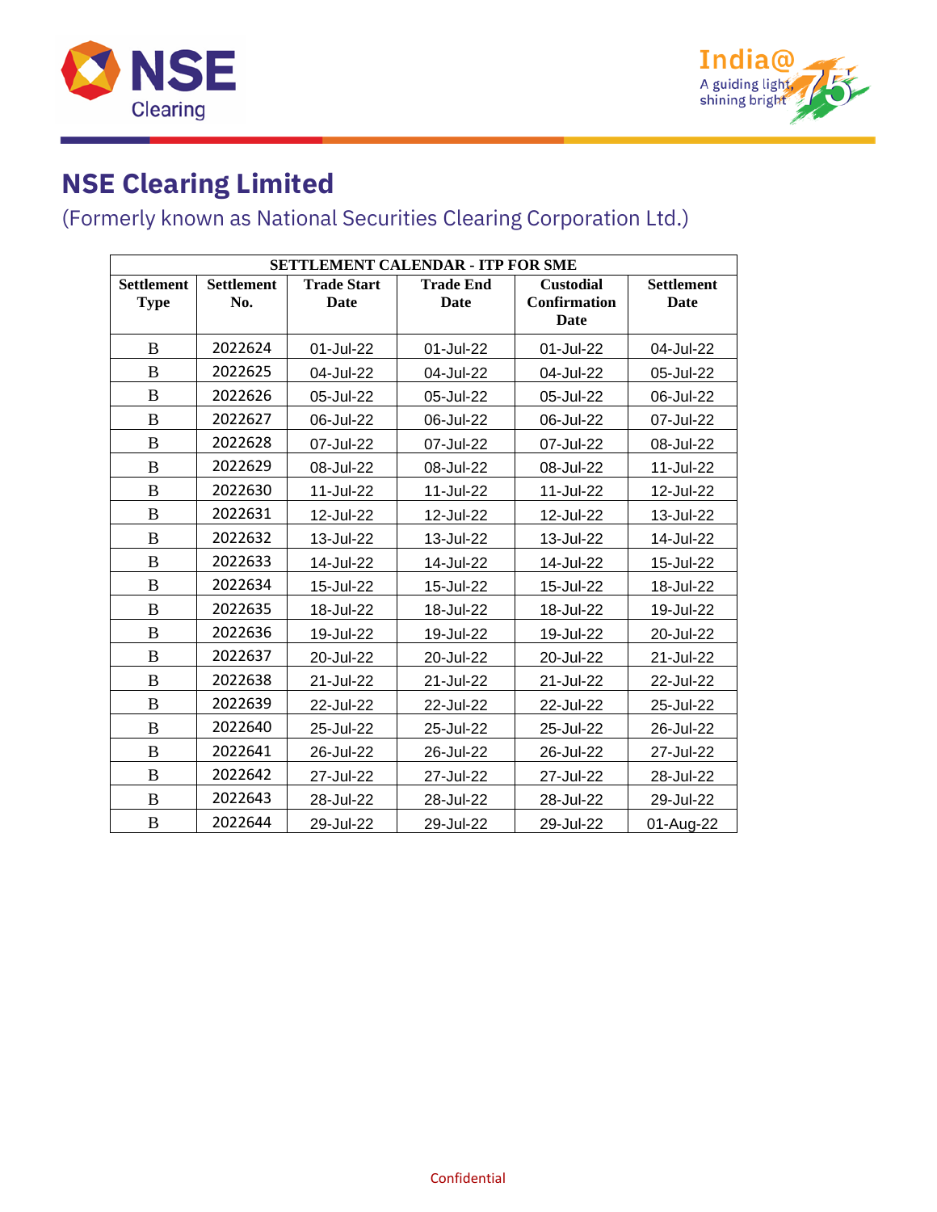# NSE Clearing Limited

(Formerly known as National Securities Clearing Corporation Ltd.)

| SETTLEMENT CALENDAR - ITP FOR SME | | | | | |
|---|---|---|---|---|---|
| **Settlement Type** | **Settlement No.** | **Trade Start Date** | **Trade End Date** | **Custodial Confirmation Date** | **Settlement Date** |
| B | 2022624 | 01-Jul-22 | 01-Jul-22 | 01-Jul-22 | 04-Jul-22 |
| B | 2022625 | 04-Jul-22 | 04-Jul-22 | 04-Jul-22 | 05-Jul-22 |
| B | 2022626 | 05-Jul-22 | 05-Jul-22 | 05-Jul-22 | 06-Jul-22 |
| B | 2022627 | 06-Jul-22 | 06-Jul-22 | 06-Jul-22 | 07-Jul-22 |
| B | 2022628 | 07-Jul-22 | 07-Jul-22 | 07-Jul-22 | 08-Jul-22 |
| B | 2022629 | 08-Jul-22 | 08-Jul-22 | 08-Jul-22 | 11-Jul-22 |
| B | 2022630 | 11-Jul-22 | 11-Jul-22 | 11-Jul-22 | 12-Jul-22 |
| B | 2022631 | 12-Jul-22 | 12-Jul-22 | 12-Jul-22 | 13-Jul-22 |
| B | 2022632 | 13-Jul-22 | 13-Jul-22 | 13-Jul-22 | 14-Jul-22 |
| B | 2022633 | 14-Jul-22 | 14-Jul-22 | 14-Jul-22 | 15-Jul-22 |
| B | 2022634 | 15-Jul-22 | 15-Jul-22 | 15-Jul-22 | 18-Jul-22 |
| B | 2022635 | 18-Jul-22 | 18-Jul-22 | 18-Jul-22 | 19-Jul-22 |
| B | 2022636 | 19-Jul-22 | 19-Jul-22 | 19-Jul-22 | 20-Jul-22 |
| B | 2022637 | 20-Jul-22 | 20-Jul-22 | 20-Jul-22 | 21-Jul-22 |
| B | 2022638 | 21-Jul-22 | 21-Jul-22 | 21-Jul-22 | 22-Jul-22 |
| B | 2022639 | 22-Jul-22 | 22-Jul-22 | 22-Jul-22 | 25-Jul-22 |
| B | 2022640 | 25-Jul-22 | 25-Jul-22 | 25-Jul-22 | 26-Jul-22 |
| B | 2022641 | 26-Jul-22 | 26-Jul-22 | 26-Jul-22 | 27-Jul-22 |
| B | 2022642 | 27-Jul-22 | 27-Jul-22 | 27-Jul-22 | 28-Jul-22 |
| B | 2022643 | 28-Jul-22 | 28-Jul-22 | 28-Jul-22 | 29-Jul-22 |
| B | 2022644 | 29-Jul-22 | 29-Jul-22 | 29-Jul-22 | 01-Aug-22 |

Confidential